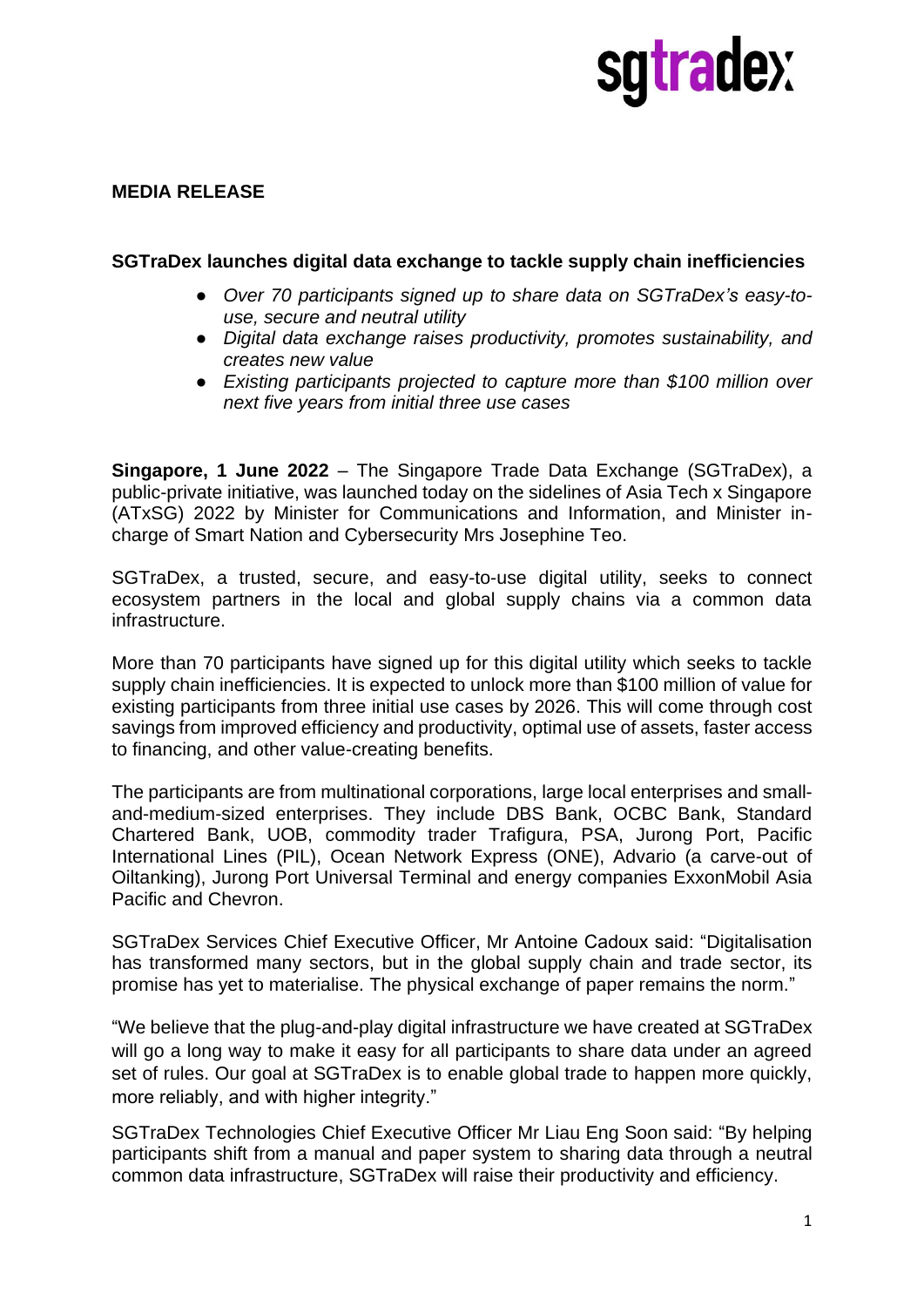**MEDIA RELEASE**

**SGTraDex launches digital data exchange to tackle supply chain inefficiencies**

- *Over 70 participants signed up to share data on SGTraDex's easy-to-use, secure and neutral utility*
- *Digital data exchange raises productivity, promotes sustainability, and creates new value*
- *Existing participants projected to capture more than $100 million over next five years from initial three use cases*

**Singapore, 1 June 2022** – The Singapore Trade Data Exchange (SGTraDex), a public-private initiative, was launched today on the sidelines of Asia Tech x Singapore (ATxSG) 2022 by Minister for Communications and Information, and Minister in-charge of Smart Nation and Cybersecurity Mrs Josephine Teo.

SGTraDex, a trusted, secure, and easy-to-use digital utility, seeks to connect ecosystem partners in the local and global supply chains via a common data infrastructure.

More than 70 participants have signed up for this digital utility which seeks to tackle supply chain inefficiencies. It is expected to unlock more than $100 million of value for existing participants from three initial use cases by 2026. This will come through cost savings from improved efficiency and productivity, optimal use of assets, faster access to financing, and other value-creating benefits.

The participants are from multinational corporations, large local enterprises and small-and-medium-sized enterprises. They include DBS Bank, OCBC Bank, Standard Chartered Bank, UOB, commodity trader Trafigura, PSA, Jurong Port, Pacific International Lines (PIL), Ocean Network Express (ONE), Advario (a carve-out of Oiltanking), Jurong Port Universal Terminal and energy companies ExxonMobil Asia Pacific and Chevron.

SGTraDex Services Chief Executive Officer, Mr Antoine Cadoux said: "Digitalisation has transformed many sectors, but in the global supply chain and trade sector, its promise has yet to materialise. The physical exchange of paper remains the norm."

"We believe that the plug-and-play digital infrastructure we have created at SGTraDex will go a long way to make it easy for all participants to share data under an agreed set of rules. Our goal at SGTraDex is to enable global trade to happen more quickly, more reliably, and with higher integrity."

SGTraDex Technologies Chief Executive Officer Mr Liau Eng Soon said: "By helping participants shift from a manual and paper system to sharing data through a neutral common data infrastructure, SGTraDex will raise their productivity and efficiency.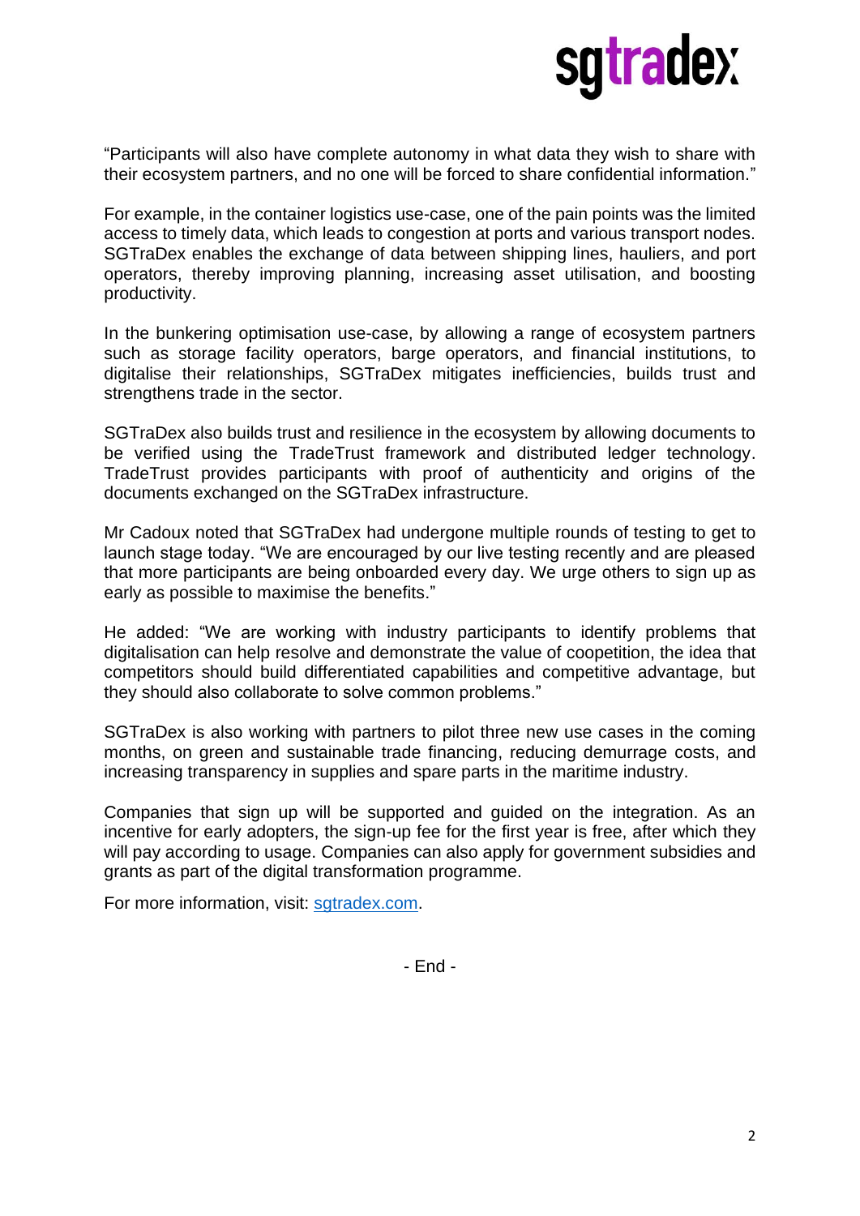"Participants will also have complete autonomy in what data they wish to share with their ecosystem partners, and no one will be forced to share confidential information."

For example, in the container logistics use-case, one of the pain points was the limited access to timely data, which leads to congestion at ports and various transport nodes. SGTraDex enables the exchange of data between shipping lines, hauliers, and port operators, thereby improving planning, increasing asset utilisation, and boosting productivity.

In the bunkering optimisation use-case, by allowing a range of ecosystem partners such as storage facility operators, barge operators, and financial institutions, to digitalise their relationships, SGTraDex mitigates inefficiencies, builds trust and strengthens trade in the sector.

SGTraDex also builds trust and resilience in the ecosystem by allowing documents to be verified using the TradeTrust framework and distributed ledger technology. TradeTrust provides participants with proof of authenticity and origins of the documents exchanged on the SGTraDex infrastructure.

Mr Cadoux noted that SGTraDex had undergone multiple rounds of testing to get to launch stage today. "We are encouraged by our live testing recently and are pleased that more participants are being onboarded every day. We urge others to sign up as early as possible to maximise the benefits."

He added: "We are working with industry participants to identify problems that digitalisation can help resolve and demonstrate the value of coopetition, the idea that competitors should build differentiated capabilities and competitive advantage, but they should also collaborate to solve common problems."

SGTraDex is also working with partners to pilot three new use cases in the coming months, on green and sustainable trade financing, reducing demurrage costs, and increasing transparency in supplies and spare parts in the maritime industry.

Companies that sign up will be supported and guided on the integration. As an incentive for early adopters, the sign-up fee for the first year is free, after which they will pay according to usage. Companies can also apply for government subsidies and grants as part of the digital transformation programme.

For more information, visit: [sgtradex.com](sgtradex.com).

- End -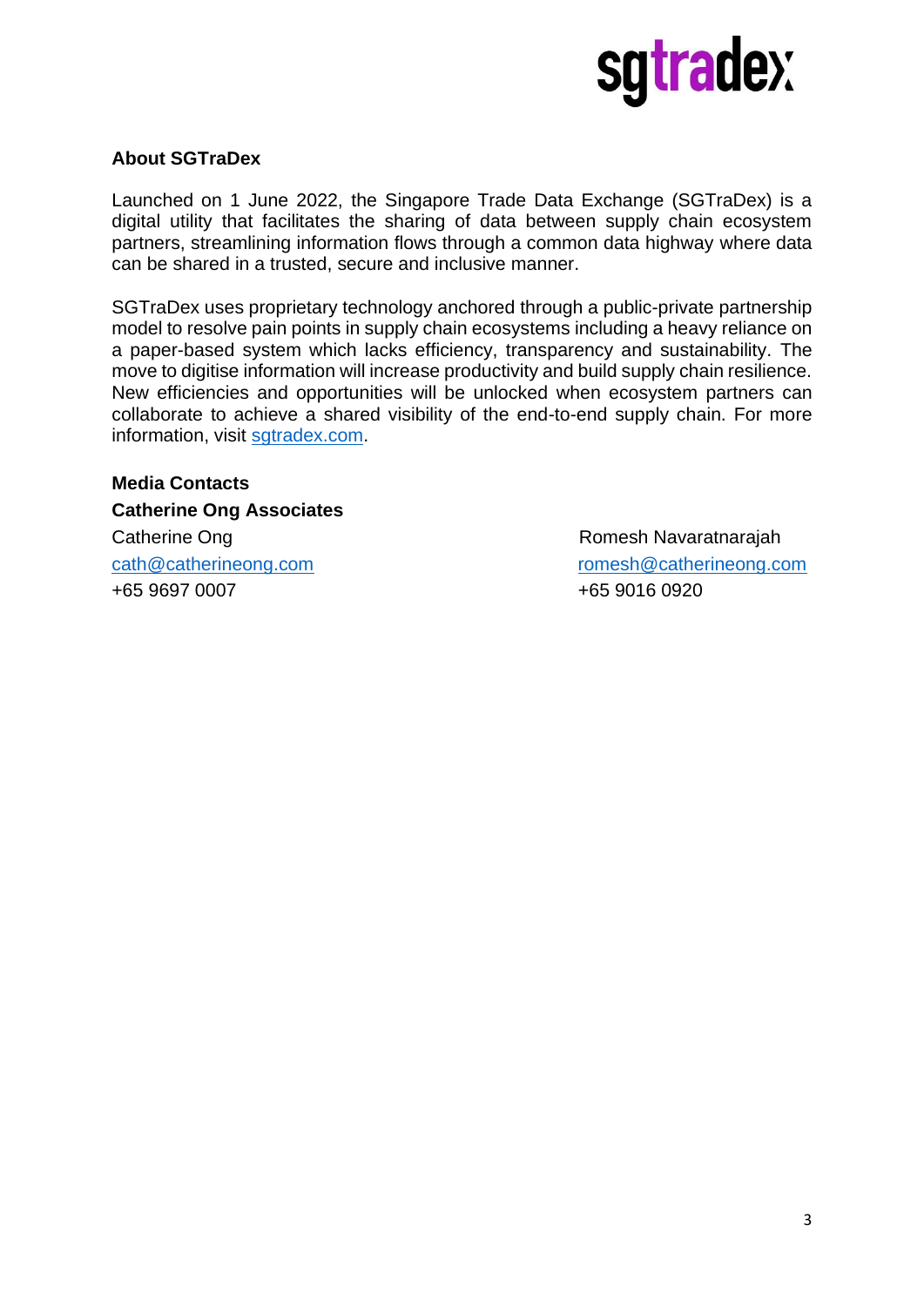**About SGTraDex**

Launched on 1 June 2022, the Singapore Trade Data Exchange (SGTraDex) is a digital utility that facilitates the sharing of data between supply chain ecosystem partners, streamlining information flows through a common data highway where data can be shared in a trusted, secure and inclusive manner.

SGTraDex uses proprietary technology anchored through a public-private partnership model to resolve pain points in supply chain ecosystems including a heavy reliance on a paper-based system which lacks efficiency, transparency and sustainability. The move to digitise information will increase productivity and build supply chain resilience. New efficiencies and opportunities will be unlocked when ecosystem partners can collaborate to achieve a shared visibility of the end-to-end supply chain. For more information, visit sgtradex.com.

**Media Contacts**

**Catherine Ong Associates**

Catherine Ong
cath@catherineong.com
+65 9697 0007

Romesh Navaratnarajah
romesh@catherineong.com
+65 9016 0920